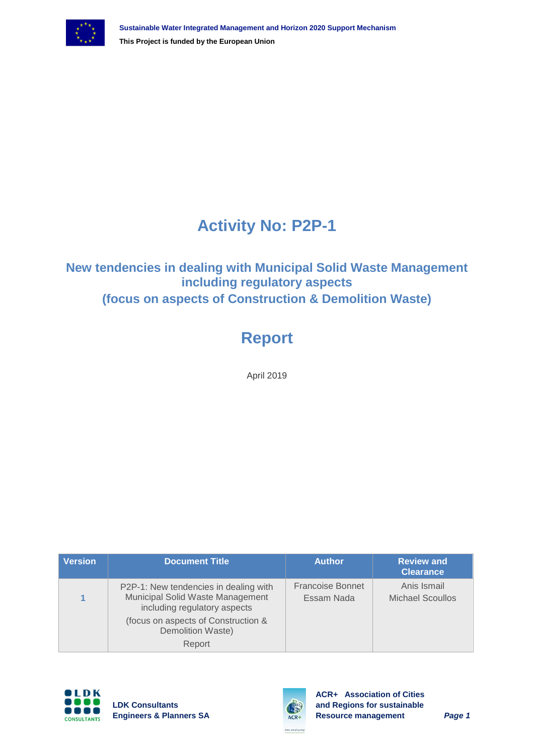# Activity No: P2P-1

## New tendencies in dealing with Municipal Solid Waste Management including regulatory aspects (focus on aspects of Construction & Demolition Waste)

# Report

April 2019

| Version | Document Title | Author | Review and Clearance |
|---|---|---|---|
| 1 | P2P-1: New tendencies in dealing with Municipal Solid Waste Management including regulatory aspects (focus on aspects of Construction & Demolition Waste) Report | Francoise Bonnet Essam Nada | Anis Ismail Michael Scoullos |

**LDK Consultants Engineers & Planners SA**

**ACR+ Association of Cities and Regions for sustainable Resource management**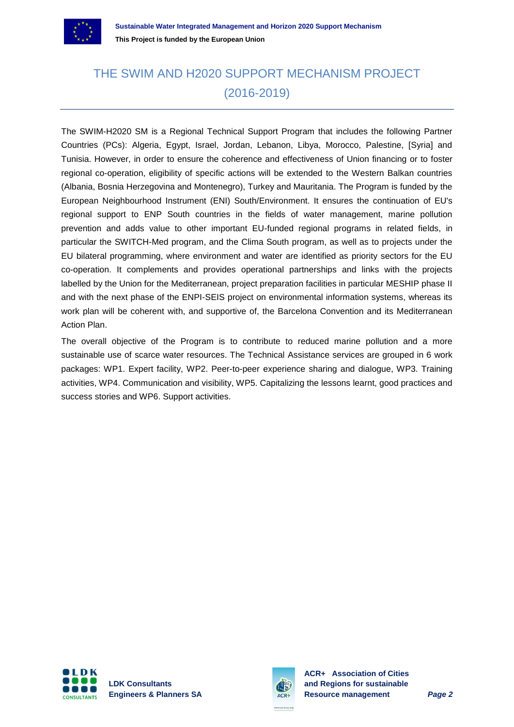# THE SWIM AND H2020 SUPPORT MECHANISM PROJECT (2016-2019)

The SWIM-H2020 SM is a Regional Technical Support Program that includes the following Partner Countries (PCs): Algeria, Egypt, Israel, Jordan, Lebanon, Libya, Morocco, Palestine, [Syria] and Tunisia. However, in order to ensure the coherence and effectiveness of Union financing or to foster regional co-operation, eligibility of specific actions will be extended to the Western Balkan countries (Albania, Bosnia Herzegovina and Montenegro), Turkey and Mauritania. The Program is funded by the European Neighbourhood Instrument (ENI) South/Environment. It ensures the continuation of EU's regional support to ENP South countries in the fields of water management, marine pollution prevention and adds value to other important EU-funded regional programs in related fields, in particular the SWITCH-Med program, and the Clima South program, as well as to projects under the EU bilateral programming, where environment and water are identified as priority sectors for the EU co-operation. It complements and provides operational partnerships and links with the projects labelled by the Union for the Mediterranean, project preparation facilities in particular MESHIP phase II and with the next phase of the ENPI-SEIS project on environmental information systems, whereas its work plan will be coherent with, and supportive of, the Barcelona Convention and its Mediterranean Action Plan.

The overall objective of the Program is to contribute to reduced marine pollution and a more sustainable use of scarce water resources. The Technical Assistance services are grouped in 6 work packages: WP1. Expert facility, WP2. Peer-to-peer experience sharing and dialogue, WP3. Training activities, WP4. Communication and visibility, WP5. Capitalizing the lessons learnt, good practices and success stories and WP6. Support activities.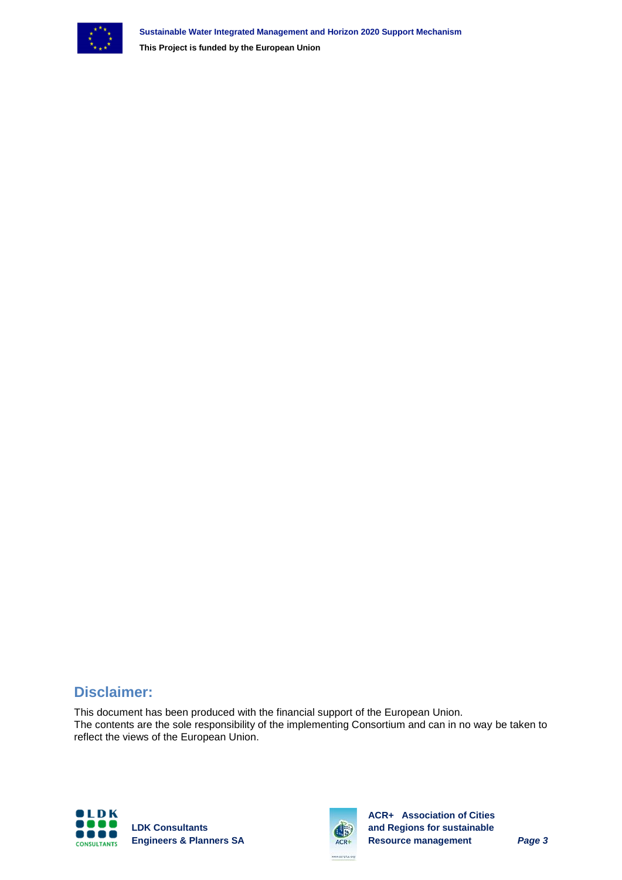## Disclaimer:

This document has been produced with the financial support of the European Union.
The contents are the sole responsibility of the implementing Consortium and can in no way be taken to reflect the views of the European Union.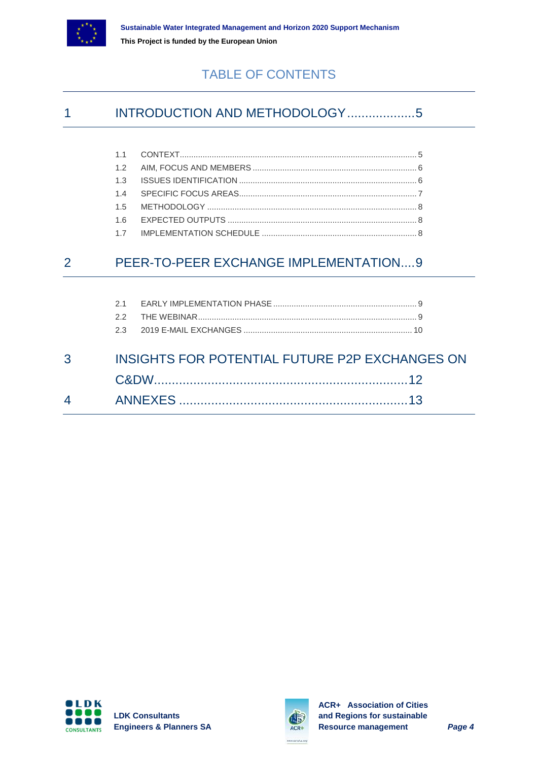# TABLE OF CONTENTS

1 INTRODUCTION AND METHODOLOGY...................5

- 1.1 CONTEXT........................................................................................................5
- 1.2 AIM, FOCUS AND MEMBERS .......................................................................6
- 1.3 ISSUES IDENTIFICATION .............................................................................6
- 1.4 SPECIFIC FOCUS AREAS.............................................................................7
- 1.5 METHODOLOGY ...........................................................................................8
- 1.6 EXPECTED OUTPUTS ..................................................................................8
- 1.7 IMPLEMENTATION SCHEDULE ...................................................................8

2 PEER-TO-PEER EXCHANGE IMPLEMENTATION....9

- 2.1 EARLY IMPLEMENTATION PHASE ...............................................................9
- 2.2 THE WEBINAR...............................................................................................9
- 2.3 2019 E-MAIL EXCHANGES .........................................................................10

3 INSIGHTS FOR POTENTIAL FUTURE P2P EXCHANGES ON C&DW......................................................................12

4 ANNEXES ...............................................................13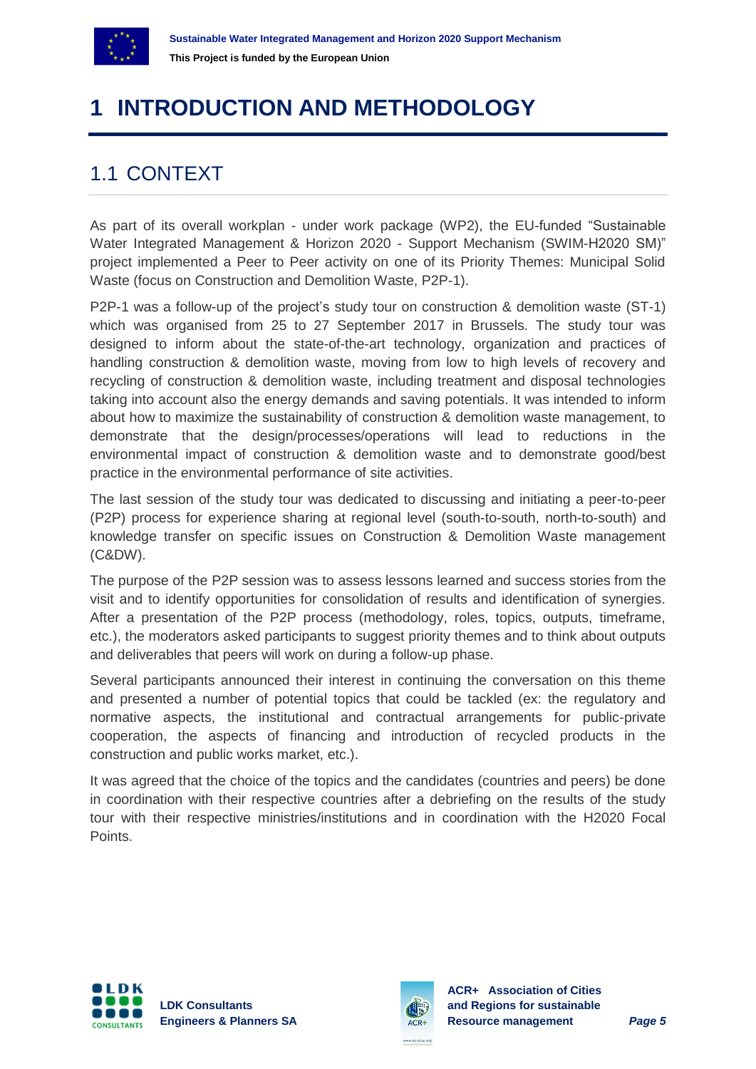# 1 INTRODUCTION AND METHODOLOGY

## 1.1 CONTEXT

As part of its overall workplan - under work package (WP2), the EU-funded "Sustainable Water Integrated Management & Horizon 2020 - Support Mechanism (SWIM-H2020 SM)" project implemented a Peer to Peer activity on one of its Priority Themes: Municipal Solid Waste (focus on Construction and Demolition Waste, P2P-1).

P2P-1 was a follow-up of the project's study tour on construction & demolition waste (ST-1) which was organised from 25 to 27 September 2017 in Brussels. The study tour was designed to inform about the state-of-the-art technology, organization and practices of handling construction & demolition waste, moving from low to high levels of recovery and recycling of construction & demolition waste, including treatment and disposal technologies taking into account also the energy demands and saving potentials. It was intended to inform about how to maximize the sustainability of construction & demolition waste management, to demonstrate that the design/processes/operations will lead to reductions in the environmental impact of construction & demolition waste and to demonstrate good/best practice in the environmental performance of site activities.

The last session of the study tour was dedicated to discussing and initiating a peer-to-peer (P2P) process for experience sharing at regional level (south-to-south, north-to-south) and knowledge transfer on specific issues on Construction & Demolition Waste management (C&DW).

The purpose of the P2P session was to assess lessons learned and success stories from the visit and to identify opportunities for consolidation of results and identification of synergies. After a presentation of the P2P process (methodology, roles, topics, outputs, timeframe, etc.), the moderators asked participants to suggest priority themes and to think about outputs and deliverables that peers will work on during a follow-up phase.

Several participants announced their interest in continuing the conversation on this theme and presented a number of potential topics that could be tackled (ex: the regulatory and normative aspects, the institutional and contractual arrangements for public-private cooperation, the aspects of financing and introduction of recycled products in the construction and public works market, etc.).

It was agreed that the choice of the topics and the candidates (countries and peers) be done in coordination with their respective countries after a debriefing on the results of the study tour with their respective ministries/institutions and in coordination with the H2020 Focal Points.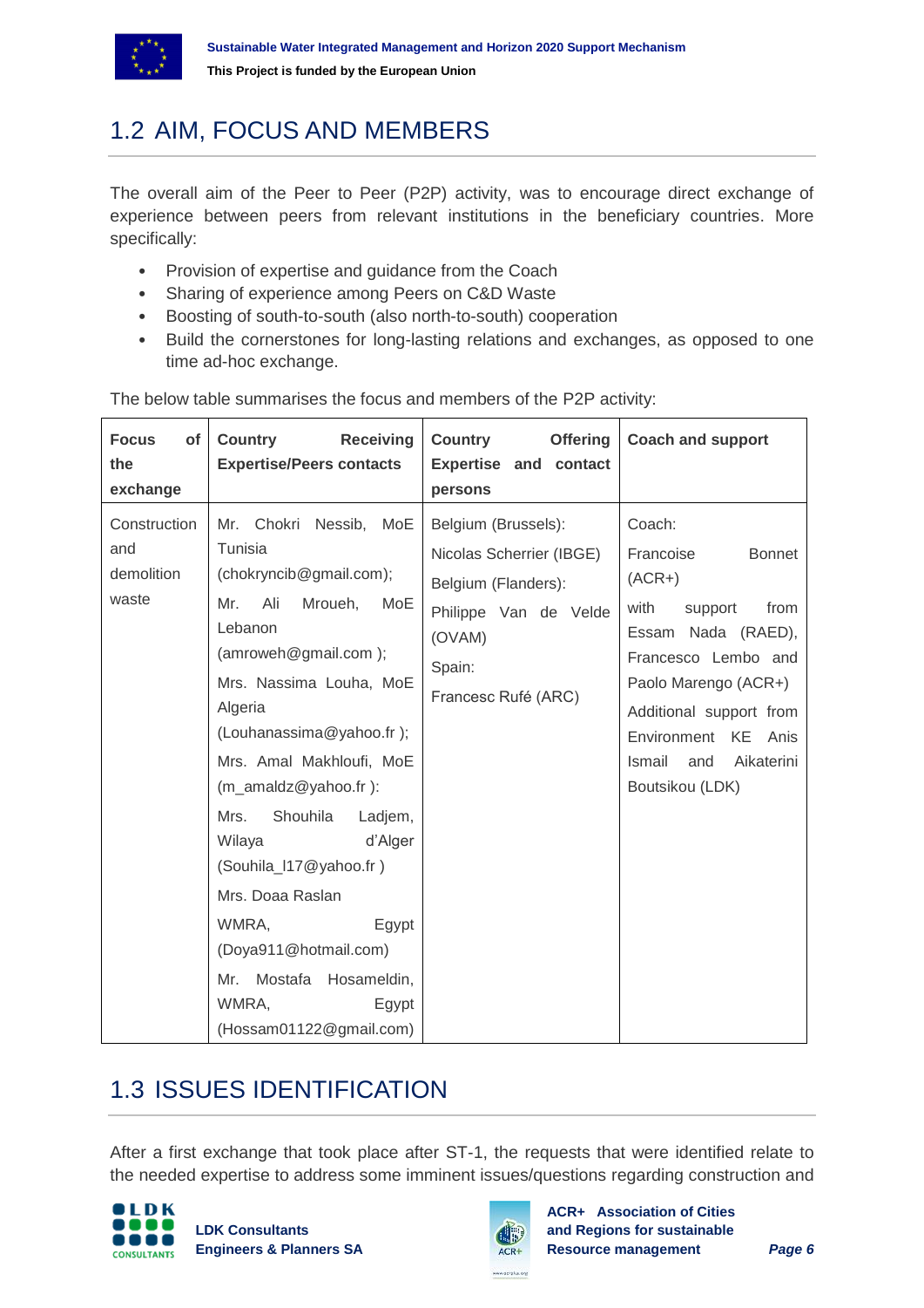## 1.2 AIM, FOCUS AND MEMBERS

The overall aim of the Peer to Peer (P2P) activity, was to encourage direct exchange of experience between peers from relevant institutions in the beneficiary countries. More specifically:

- Provision of expertise and guidance from the Coach
- Sharing of experience among Peers on C&D Waste
- Boosting of south-to-south (also north-to-south) cooperation
- Build the cornerstones for long-lasting relations and exchanges, as opposed to one time ad-hoc exchange.

The below table summarises the focus and members of the P2P activity:

| Focus of the exchange | Country Receiving Expertise/Peers contacts | Country Offering Expertise and contact persons | Coach and support |
|---|---|---|---|
| Construction and demolition waste | Mr. Chokri Nessib, MoE Tunisia (chokryncib@gmail.com); Mr. Ali Mroueh, MoE Lebanon (amroweh@gmail.com ); Mrs. Nassima Louha, MoE Algeria (Louhanassima@yahoo.fr ); Mrs. Amal Makhloufi, MoE (m_amaldz@yahoo.fr ): Mrs. Shouhila Ladjem, Wilaya d'Alger (Souhila_l17@yahoo.fr ) Mrs. Doaa Raslan WMRA, Egypt (Doya911@hotmail.com) Mr. Mostafa Hosameldin, WMRA, Egypt (Hossam01122@gmail.com) | Belgium (Brussels): Nicolas Scherrier (IBGE) Belgium (Flanders): Philippe Van de Velde (OVAM) Spain: Francesc Rufé (ARC) | Coach: Francoise Bonnet (ACR+) with support from Essam Nada (RAED), Francesco Lembo and Paolo Marengo (ACR+) Additional support from Environment KE Anis Ismail and Aikaterini Boutsikou (LDK) |

## 1.3 ISSUES IDENTIFICATION

After a first exchange that took place after ST-1, the requests that were identified relate to the needed expertise to address some imminent issues/questions regarding construction and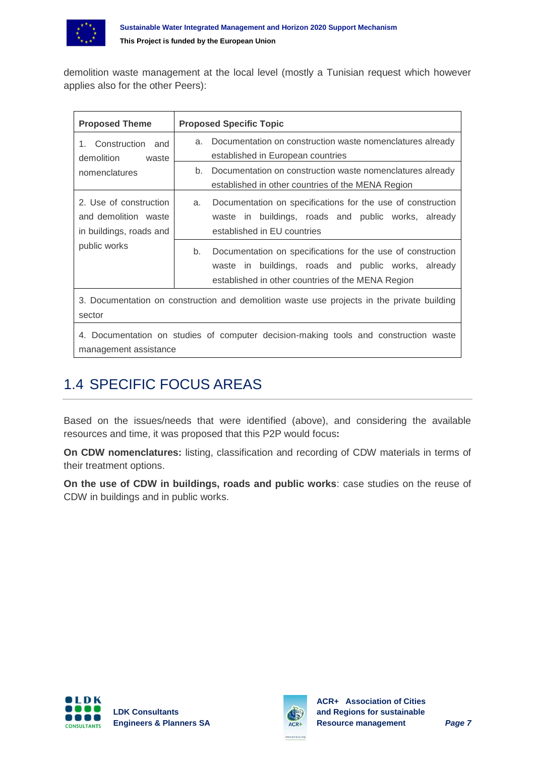demolition waste management at the local level (mostly a Tunisian request which however applies also for the other Peers):

| Proposed Theme | Proposed Specific Topic |
|---|---|
| 1. Construction and demolition waste nomenclatures | a. Documentation on construction waste nomenclatures already established in European countries |
| | b. Documentation on construction waste nomenclatures already established in other countries of the MENA Region |
| 2. Use of construction and demolition waste in buildings, roads and public works | a. Documentation on specifications for the use of construction waste in buildings, roads and public works, already established in EU countries |
| | b. Documentation on specifications for the use of construction waste in buildings, roads and public works, already established in other countries of the MENA Region |
| 3. Documentation on construction and demolition waste use projects in the private building sector | |
| 4. Documentation on studies of computer decision-making tools and construction waste management assistance | |

## 1.4 SPECIFIC FOCUS AREAS

Based on the issues/needs that were identified (above), and considering the available resources and time, it was proposed that this P2P would focus**:**

**On CDW nomenclatures:** listing, classification and recording of CDW materials in terms of their treatment options.

**On the use of CDW in buildings, roads and public works**: case studies on the reuse of CDW in buildings and in public works.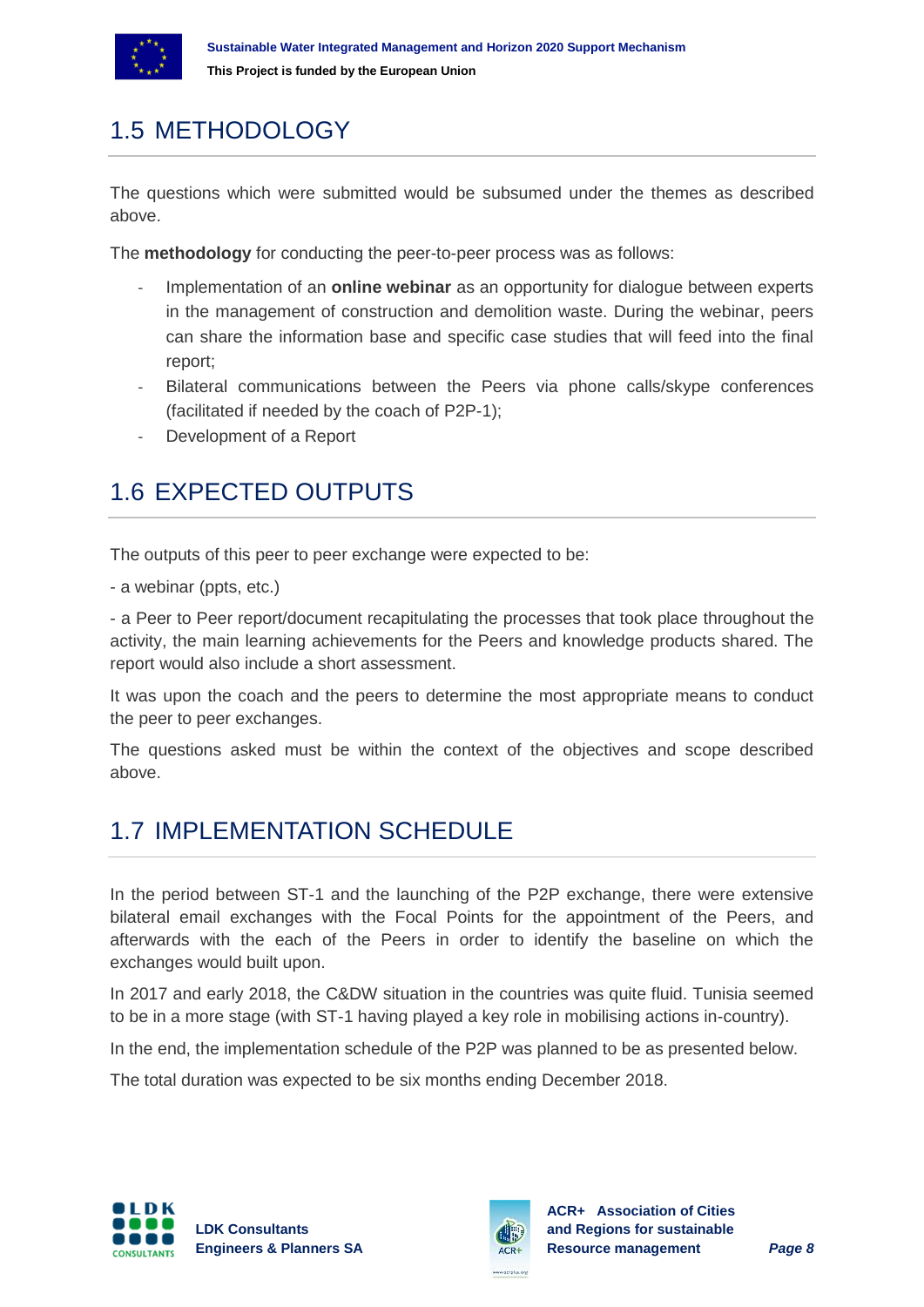## 1.5 METHODOLOGY

The questions which were submitted would be subsumed under the themes as described above.

The **methodology** for conducting the peer-to-peer process was as follows:

- Implementation of an **online webinar** as an opportunity for dialogue between experts in the management of construction and demolition waste. During the webinar, peers can share the information base and specific case studies that will feed into the final report;
- Bilateral communications between the Peers via phone calls/skype conferences (facilitated if needed by the coach of P2P-1);
- Development of a Report

## 1.6 EXPECTED OUTPUTS

The outputs of this peer to peer exchange were expected to be:

- a webinar (ppts, etc.)

- a Peer to Peer report/document recapitulating the processes that took place throughout the activity, the main learning achievements for the Peers and knowledge products shared. The report would also include a short assessment.

It was upon the coach and the peers to determine the most appropriate means to conduct the peer to peer exchanges.

The questions asked must be within the context of the objectives and scope described above.

## 1.7 IMPLEMENTATION SCHEDULE

In the period between ST-1 and the launching of the P2P exchange, there were extensive bilateral email exchanges with the Focal Points for the appointment of the Peers, and afterwards with the each of the Peers in order to identify the baseline on which the exchanges would built upon.

In 2017 and early 2018, the C&DW situation in the countries was quite fluid. Tunisia seemed to be in a more stage (with ST-1 having played a key role in mobilising actions in-country).

In the end, the implementation schedule of the P2P was planned to be as presented below.

The total duration was expected to be six months ending December 2018.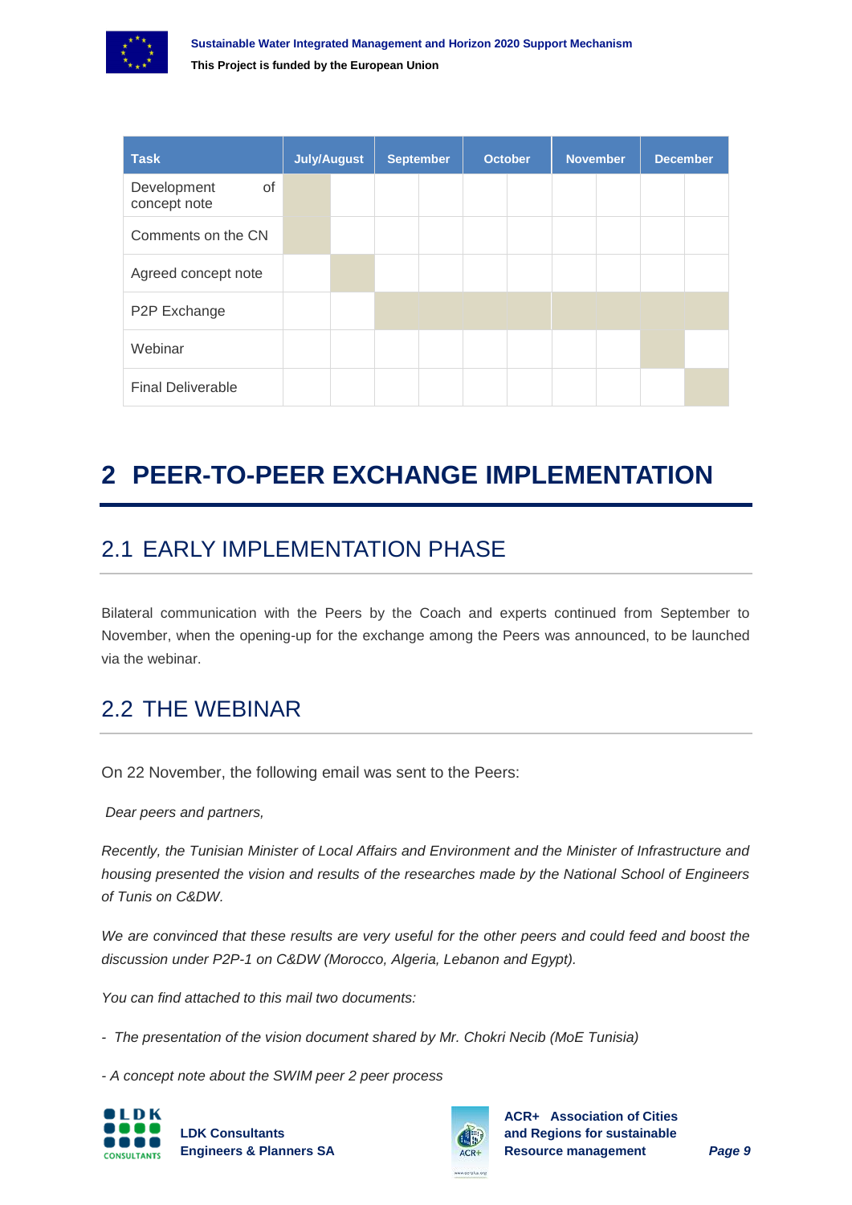| Task | July/August | | September | | October | | November | | December | |
|---|---|---|---|---|---|---|---|---|---|---|
| Development of concept note | X | | | | | | | | | |
| Comments on the CN | X | | | | | | | | | |
| Agreed concept note | | X | | | | | | | | |
| P2P Exchange | | | X | X | X | X | X | X | X | X |
| Webinar | | | | | | | | | X | |
| Final Deliverable | | | | | | | | | | X |

# 2 PEER-TO-PEER EXCHANGE IMPLEMENTATION

## 2.1 EARLY IMPLEMENTATION PHASE

Bilateral communication with the Peers by the Coach and experts continued from September to November, when the opening-up for the exchange among the Peers was announced, to be launched via the webinar.

## 2.2 THE WEBINAR

On 22 November, the following email was sent to the Peers:

*Dear peers and partners,*

*Recently, the Tunisian Minister of Local Affairs and Environment and the Minister of Infrastructure and housing presented the vision and results of the researches made by the National School of Engineers of Tunis on C&DW.*

*We are convinced that these results are very useful for the other peers and could feed and boost the discussion under P2P-1 on C&DW (Morocco, Algeria, Lebanon and Egypt).*

*You can find attached to this mail two documents:*

*- The presentation of the vision document shared by Mr. Chokri Necib (MoE Tunisia)*

*- A concept note about the SWIM peer 2 peer process*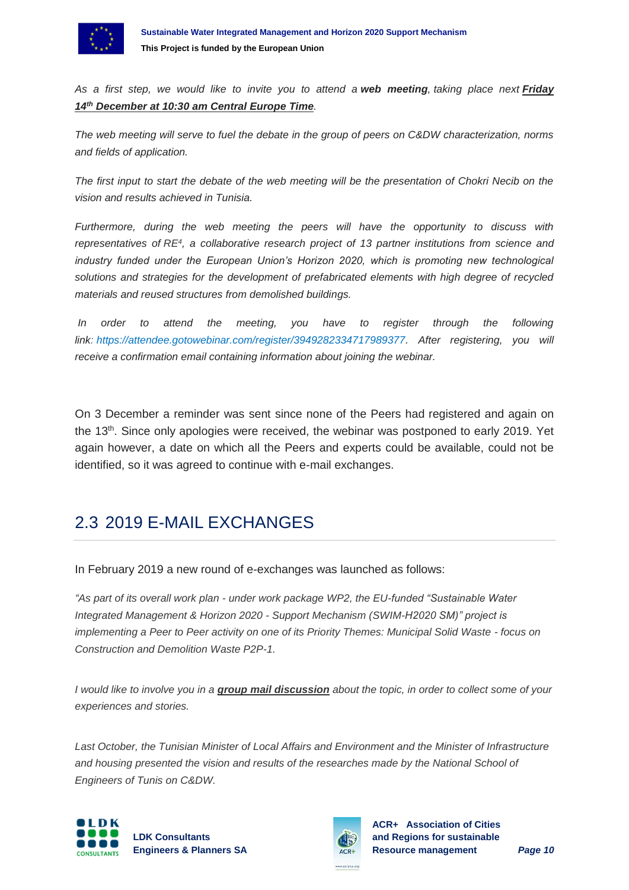*As a first step, we would like to invite you to attend a **web meeting**, taking place next **<u>Friday 14th December at 10:30 am Central Europe Time</u>**.*

*The web meeting will serve to fuel the debate in the group of peers on C&DW characterization, norms and fields of application.*

*The first input to start the debate of the web meeting will be the presentation of Chokri Necib on the vision and results achieved in Tunisia.*

*Furthermore, during the web meeting the peers will have the opportunity to discuss with representatives of RE[4], a collaborative research project of 13 partner institutions from science and industry funded under the European Union's Horizon 2020, which is promoting new technological solutions and strategies for the development of prefabricated elements with high degree of recycled materials and reused structures from demolished buildings.*

*In order to attend the meeting, you have to register through the following link: https://attendee.gotowebinar.com/register/3949282334717989377. After registering, you will receive a confirmation email containing information about joining the webinar.*

On 3 December a reminder was sent since none of the Peers had registered and again on the 13th. Since only apologies were received, the webinar was postponed to early 2019. Yet again however, a date on which all the Peers and experts could be available, could not be identified, so it was agreed to continue with e-mail exchanges.

## 2.3 2019 E-MAIL EXCHANGES

In February 2019 a new round of e-exchanges was launched as follows:

*"As part of its overall work plan - under work package WP2, the EU-funded "Sustainable Water Integrated Management & Horizon 2020 - Support Mechanism (SWIM-H2020 SM)" project is implementing a Peer to Peer activity on one of its Priority Themes: Municipal Solid Waste - focus on Construction and Demolition Waste P2P-1.*

*I would like to involve you in a **<u>group mail discussion</u>** about the topic, in order to collect some of your experiences and stories.*

*Last October, the Tunisian Minister of Local Affairs and Environment and the Minister of Infrastructure and housing presented the vision and results of the researches made by the National School of Engineers of Tunis on C&DW.*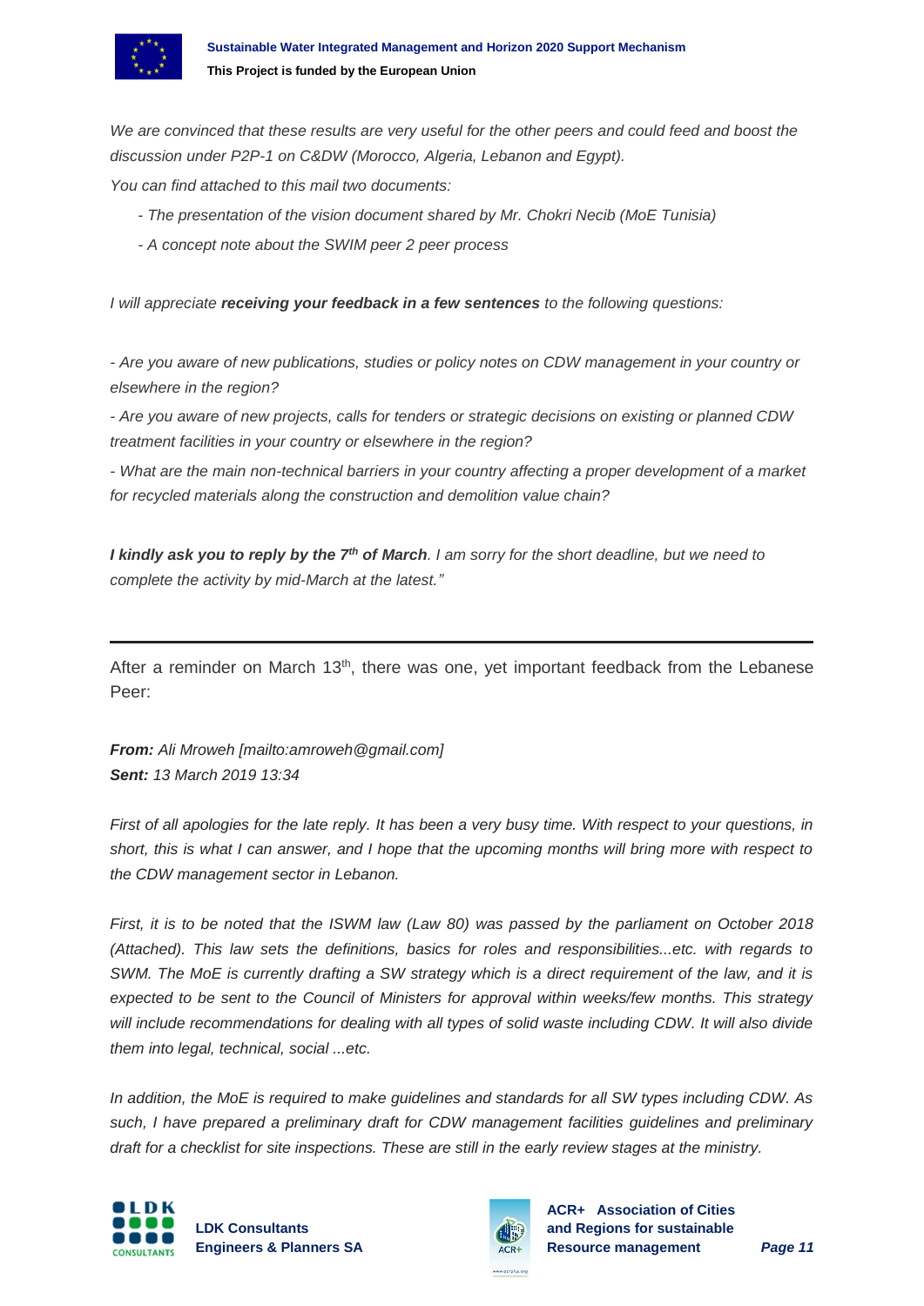*We are convinced that these results are very useful for the other peers and could feed and boost the discussion under P2P-1 on C&DW (Morocco, Algeria, Lebanon and Egypt).*

*You can find attached to this mail two documents:*

- *The presentation of the vision document shared by Mr. Chokri Necib (MoE Tunisia)*
- *A concept note about the SWIM peer 2 peer process*

*I will appreciate* ***receiving your feedback in a few sentences*** *to the following questions:*

*- Are you aware of new publications, studies or policy notes on CDW management in your country or elsewhere in the region?*

*- Are you aware of new projects, calls for tenders or strategic decisions on existing or planned CDW treatment facilities in your country or elsewhere in the region?*

*- What are the main non-technical barriers in your country affecting a proper development of a market for recycled materials along the construction and demolition value chain?*

***I kindly ask you to reply by the 7th of March****. I am sorry for the short deadline, but we need to complete the activity by mid-March at the latest."*

---

After a reminder on March 13th, there was one, yet important feedback from the Lebanese Peer:

***From:*** *Ali Mroweh [mailto:amroweh@gmail.com]*
***Sent:*** *13 March 2019 13:34*

*First of all apologies for the late reply. It has been a very busy time. With respect to your questions, in short, this is what I can answer, and I hope that the upcoming months will bring more with respect to the CDW management sector in Lebanon.*

*First, it is to be noted that the ISWM law (Law 80) was passed by the parliament on October 2018 (Attached). This law sets the definitions, basics for roles and responsibilities...etc. with regards to SWM. The MoE is currently drafting a SW strategy which is a direct requirement of the law, and it is expected to be sent to the Council of Ministers for approval within weeks/few months. This strategy will include recommendations for dealing with all types of solid waste including CDW. It will also divide them into legal, technical, social ...etc.*

*In addition, the MoE is required to make guidelines and standards for all SW types including CDW. As such, I have prepared a preliminary draft for CDW management facilities guidelines and preliminary draft for a checklist for site inspections. These are still in the early review stages at the ministry.*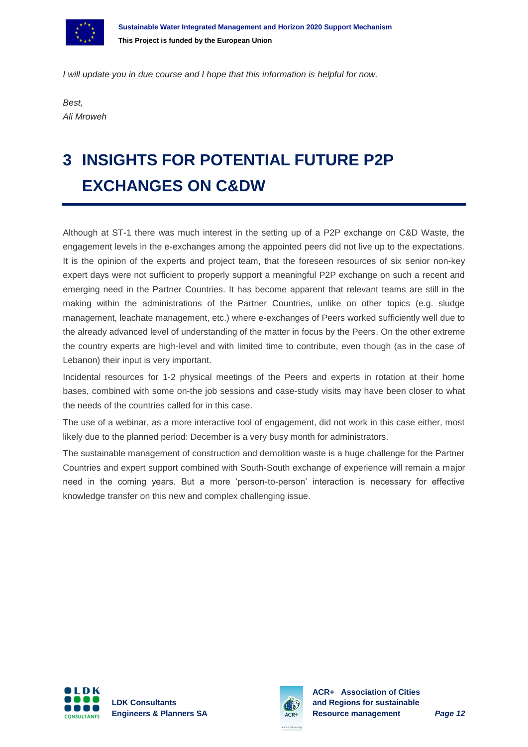*I will update you in due course and I hope that this information is helpful for now.*

*Best,*
*Ali Mroweh*

# 3 INSIGHTS FOR POTENTIAL FUTURE P2P EXCHANGES ON C&DW

Although at ST-1 there was much interest in the setting up of a P2P exchange on C&D Waste, the engagement levels in the e-exchanges among the appointed peers did not live up to the expectations. It is the opinion of the experts and project team, that the foreseen resources of six senior non-key expert days were not sufficient to properly support a meaningful P2P exchange on such a recent and emerging need in the Partner Countries. It has become apparent that relevant teams are still in the making within the administrations of the Partner Countries, unlike on other topics (e.g. sludge management, leachate management, etc.) where e-exchanges of Peers worked sufficiently well due to the already advanced level of understanding of the matter in focus by the Peers. On the other extreme the country experts are high-level and with limited time to contribute, even though (as in the case of Lebanon) their input is very important.

Incidental resources for 1-2 physical meetings of the Peers and experts in rotation at their home bases, combined with some on-the job sessions and case-study visits may have been closer to what the needs of the countries called for in this case.

The use of a webinar, as a more interactive tool of engagement, did not work in this case either, most likely due to the planned period: December is a very busy month for administrators.

The sustainable management of construction and demolition waste is a huge challenge for the Partner Countries and expert support combined with South-South exchange of experience will remain a major need in the coming years. But a more 'person-to-person' interaction is necessary for effective knowledge transfer on this new and complex challenging issue.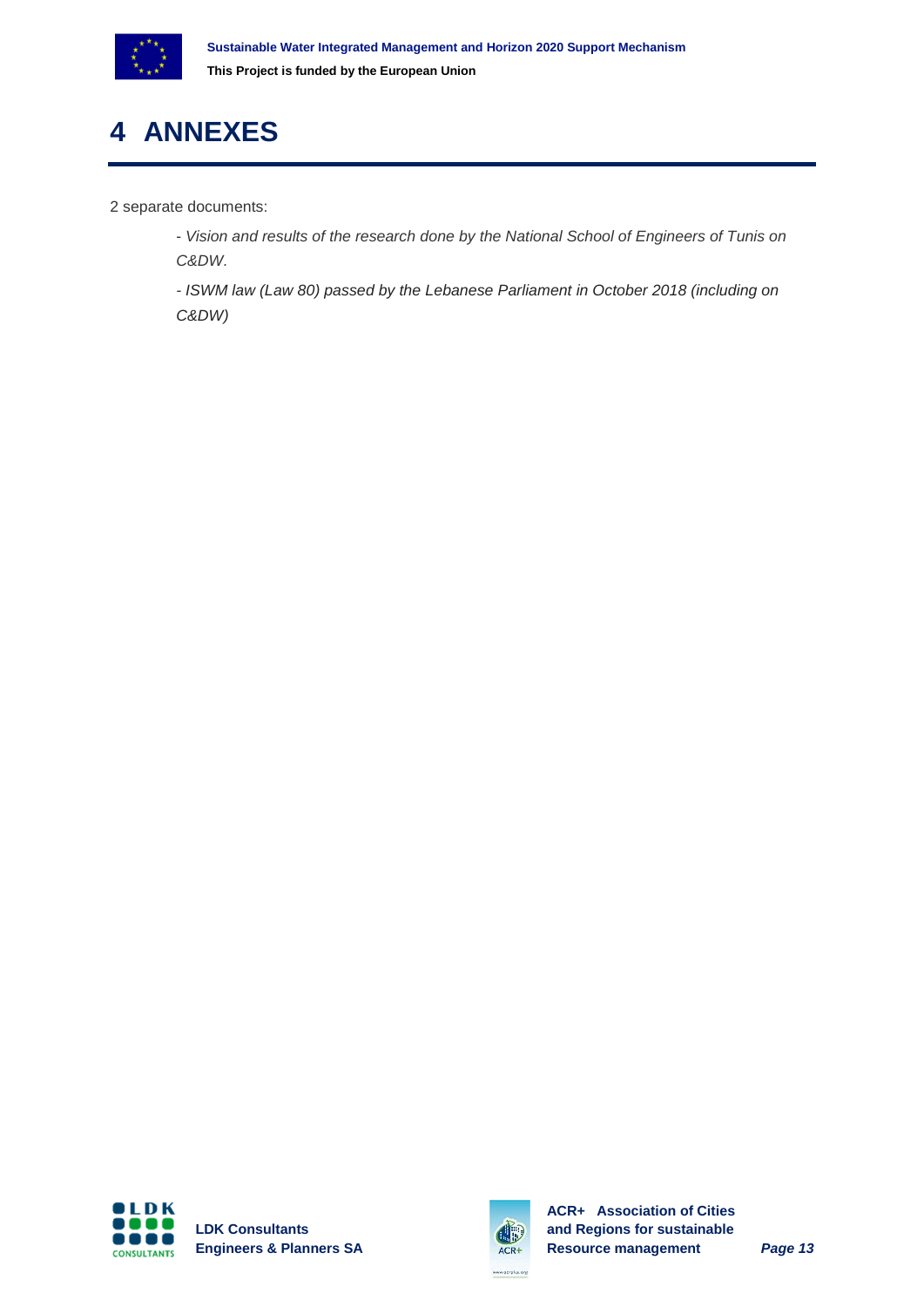# 4 ANNEXES

2 separate documents:

- *Vision and results of the research done by the National School of Engineers of Tunis on C&DW.*

- *ISWM law (Law 80) passed by the Lebanese Parliament in October 2018 (including on C&DW)*